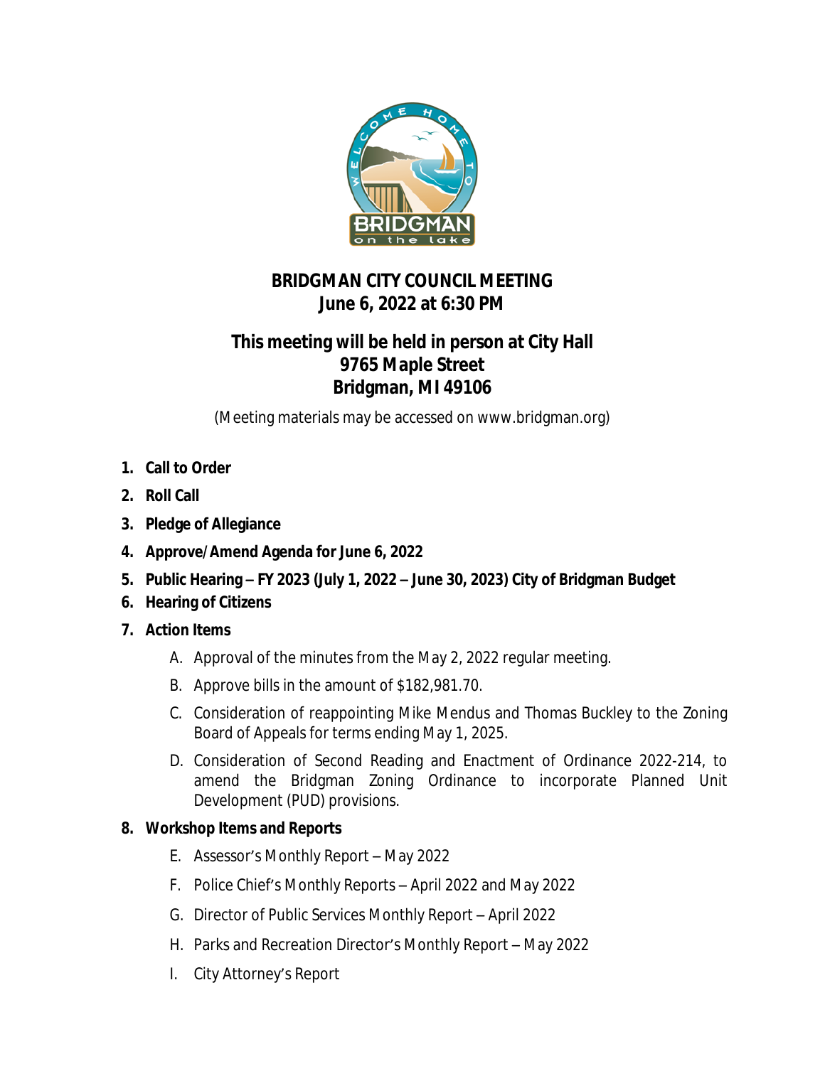# BRIDGMAN CITY COUNCIL MEETING
## June 6, 2022 at 6:30 PM

## This meeting will be held in person at City Hall
## 9765 Maple Street
## Bridgman, MI 49106

(Meeting materials may be accessed on www.bridgman.org)

1. **Call to Order**
2. **Roll Call**
3. **Pledge of Allegiance**
4. **Approve/Amend Agenda for June 6, 2022**
5. **Public Hearing – FY 2023 (July 1, 2022 – June 30, 2023) City of Bridgman Budget**
6. **Hearing of Citizens**
7. **Action Items**
   - A. Approval of the minutes from the May 2, 2022 regular meeting.
   - B. Approve bills in the amount of $182,981.70.
   - C. Consideration of reappointing Mike Mendus and Thomas Buckley to the Zoning Board of Appeals for terms ending May 1, 2025.
   - D. Consideration of Second Reading and Enactment of Ordinance 2022-214, to amend the Bridgman Zoning Ordinance to incorporate Planned Unit Development (PUD) provisions.
8. **Workshop Items and Reports**
   - E. Assessor's Monthly Report – May 2022
   - F. Police Chief's Monthly Reports – April 2022 and May 2022
   - G. Director of Public Services Monthly Report – April 2022
   - H. Parks and Recreation Director's Monthly Report – May 2022
   - I. City Attorney's Report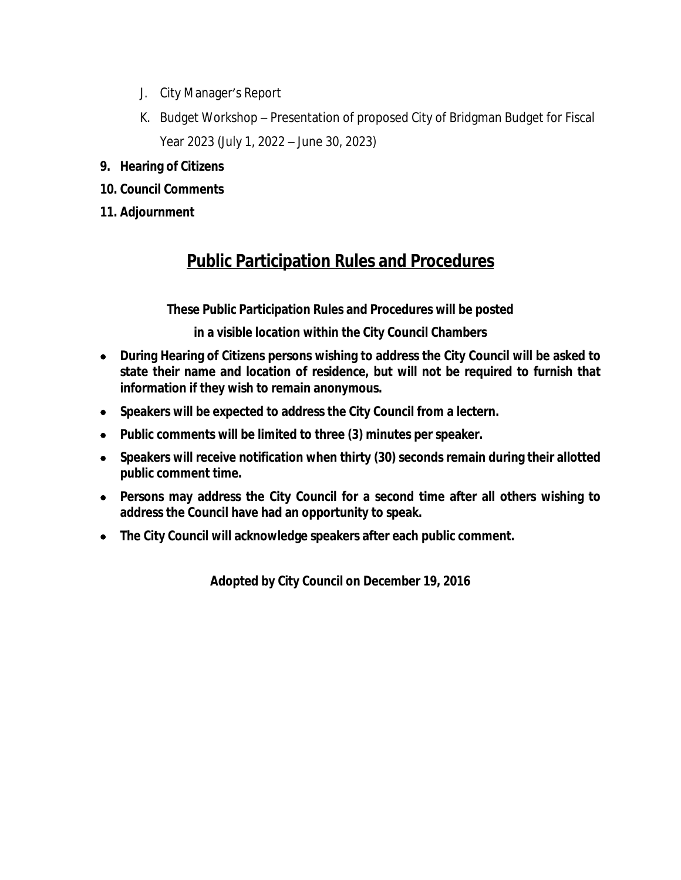J. City Manager's Report

K. Budget Workshop – Presentation of proposed City of Bridgman Budget for Fiscal Year 2023 (July 1, 2022 – June 30, 2023)

**9. Hearing of Citizens**

**10. Council Comments**

**11. Adjournment**

## Public Participation Rules and Procedures

**These Public Participation Rules and Procedures will be posted in a visible location within the City Council Chambers**

- **During Hearing of Citizens persons wishing to address the City Council will be asked to state their name and location of residence, but will not be required to furnish that information if they wish to remain anonymous.**
- **Speakers will be expected to address the City Council from a lectern.**
- **Public comments will be limited to three (3) minutes per speaker.**
- **Speakers will receive notification when thirty (30) seconds remain during their allotted public comment time.**
- **Persons may address the City Council for a second time after all others wishing to address the Council have had an opportunity to speak.**
- **The City Council will acknowledge speakers after each public comment.**

**Adopted by City Council on December 19, 2016**